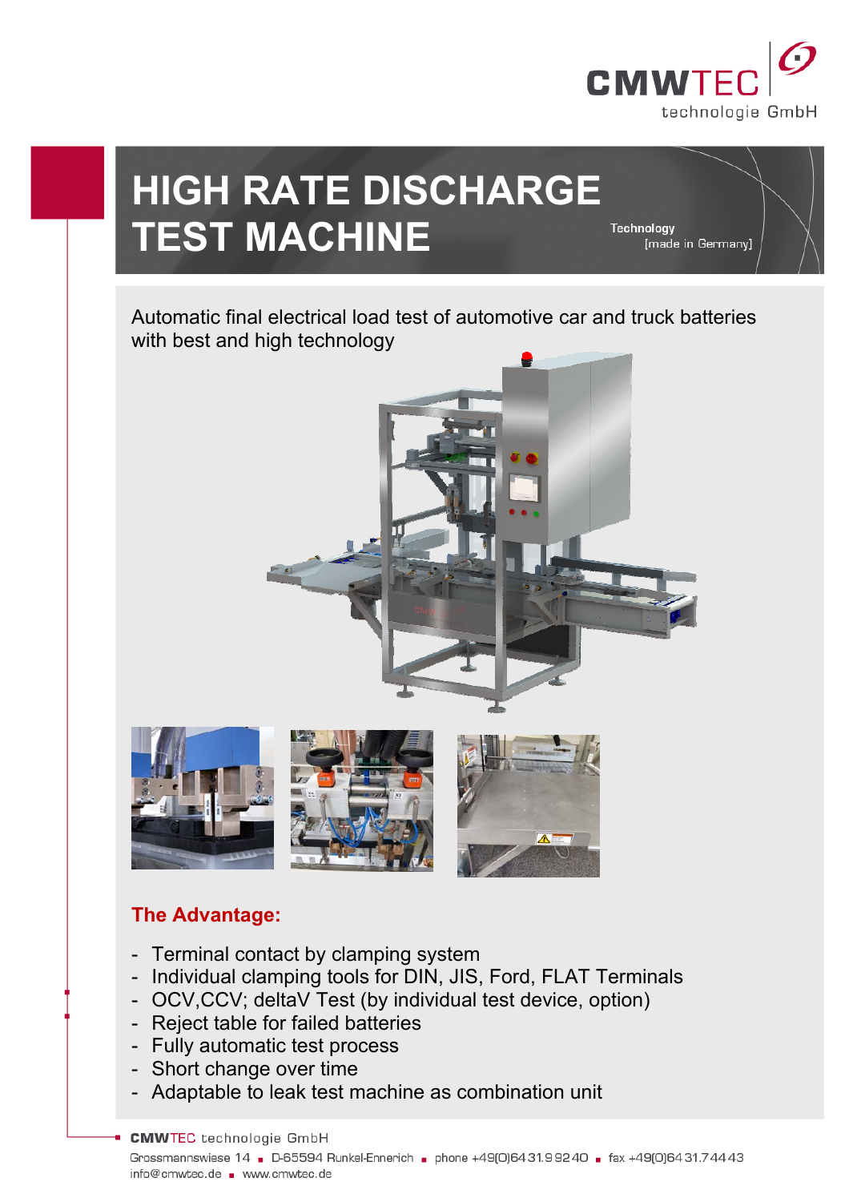CMWTEC technologie GmbH

# HIGH RATE DISCHARGE TEST MACHINE

Technology [made in Germany]

Automatic final electrical load test of automotive car and truck batteries with best and high technology

## The Advantage:

- Terminal contact by clamping system
- Individual clamping tools for DIN, JIS, Ford, FLAT Terminals
- OCV,CCV; deltaV Test (by individual test device, option)
- Reject table for failed batteries
- Fully automatic test process
- Short change over time
- Adaptable to leak test machine as combination unit

**CMWTEC** technologie GmbH
Grossmannswiese 14 ▪ D-65594 Runkel-Ennerich ▪ phone +49(0)6431.992 40 ▪ fax +49(0)6431.744 43
info@cmwtec.de ▪ www.cmwtec.de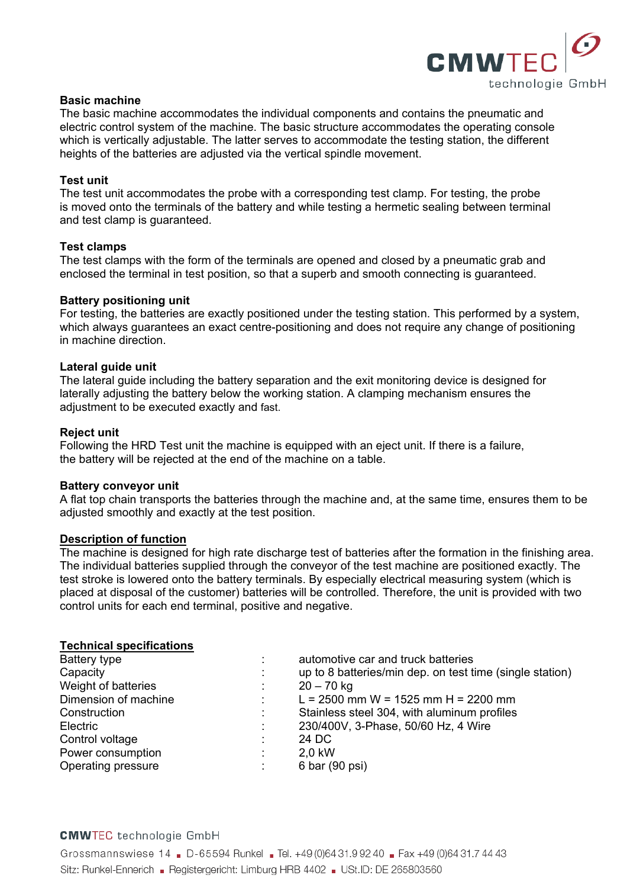**Basic machine**
The basic machine accommodates the individual components and contains the pneumatic and electric control system of the machine. The basic structure accommodates the operating console which is vertically adjustable. The latter serves to accommodate the testing station, the different heights of the batteries are adjusted via the vertical spindle movement.

**Test unit**
The test unit accommodates the probe with a corresponding test clamp. For testing, the probe is moved onto the terminals of the battery and while testing a hermetic sealing between terminal and test clamp is guaranteed.

**Test clamps**
The test clamps with the form of the terminals are opened and closed by a pneumatic grab and enclosed the terminal in test position, so that a superb and smooth connecting is guaranteed.

**Battery positioning unit**
For testing, the batteries are exactly positioned under the testing station. This performed by a system, which always guarantees an exact centre-positioning and does not require any change of positioning in machine direction.

**Lateral guide unit**
The lateral guide including the battery separation and the exit monitoring device is designed for laterally adjusting the battery below the working station. A clamping mechanism ensures the adjustment to be executed exactly and fast.

**Reject unit**
Following the HRD Test unit the machine is equipped with an eject unit. If there is a failure, the battery will be rejected at the end of the machine on a table.

**Battery conveyor unit**
A flat top chain transports the batteries through the machine and, at the same time, ensures them to be adjusted smoothly and exactly at the test position.

**Description of function**
The machine is designed for high rate discharge test of batteries after the formation in the finishing area. The individual batteries supplied through the conveyor of the test machine are positioned exactly. The test stroke is lowered onto the battery terminals. By especially electrical measuring system (which is placed at disposal of the customer) batteries will be controlled. Therefore, the unit is provided with two control units for each end terminal, positive and negative.

**Technical specifications**

| | | |
|---|---|---|
| Battery type | : | automotive car and truck batteries |
| Capacity | : | up to 8 batteries/min dep. on test time (single station) |
| Weight of batteries | : | 20 – 70 kg |
| Dimension of machine | : | L = 2500 mm W = 1525 mm H = 2200 mm |
| Construction | : | Stainless steel 304, with aluminum profiles |
| Electric | : | 230/400V, 3-Phase, 50/60 Hz, 4 Wire |
| Control voltage | : | 24 DC |
| Power consumption | : | 2,0 kW |
| Operating pressure | : | 6 bar (90 psi) |